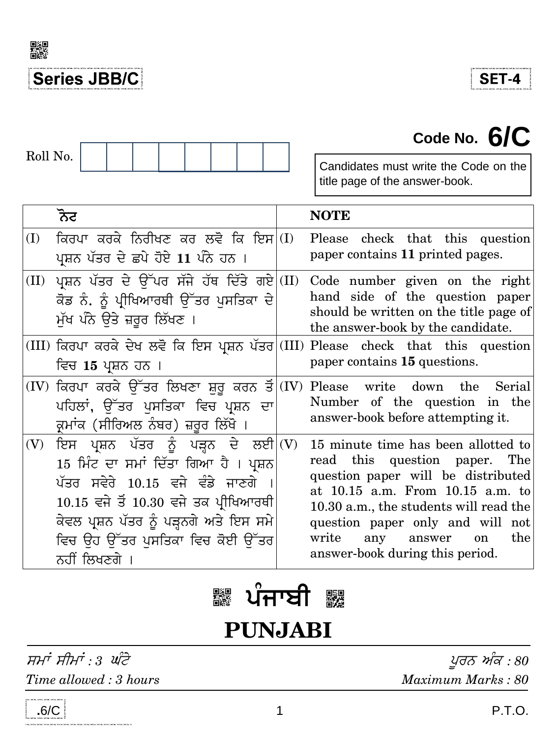**Series JBB/C**

**SET-4**

Code No. **6/C**

Roll No. | | | | | | | | |

Candidates must write the Code on the title page of the answer-book.

| | ਨੋਟ | | NOTE |
|---|---|---|---|
| (I) | ਕਿਰਪਾ ਕਰਕੇ ਨਿਰੀਖਣ ਕਰ ਲਵੋ ਕਿ ਇਸ ਪ੍ਰਸ਼ਨ ਪੱਤਰ ਦੇ ਛਪੇ ਹੋਏ **11** ਪੰਨੇ ਹਨ । | (I) | Please check that this question paper contains **11** printed pages. |
| (II) | ਪ੍ਰਸ਼ਨ ਪੱਤਰ ਦੇ ਉੱਪਰ ਸੱਜੇ ਹੱਥ ਦਿੱਤੇ ਗਏ ਕੋਡ ਨੰ. ਨੂੰ ਪ੍ਰੀਖਿਆਰਥੀ ਉੱਤਰ ਪੁਸਤਿਕਾ ਦੇ ਮੁੱਖ ਪੰਨੇ ਉਤੇ ਜ਼ਰੂਰ ਲਿੱਖਣ । | (II) | Code number given on the right hand side of the question paper should be written on the title page of the answer-book by the candidate. |
| (III) | ਕਿਰਪਾ ਕਰਕੇ ਦੇਖ ਲਵੋ ਕਿ ਇਸ ਪ੍ਰਸ਼ਨ ਪੱਤਰ ਵਿਚ **15** ਪ੍ਰਸ਼ਨ ਹਨ । | (III) | Please check that this question paper contains **15** questions. |
| (IV) | ਕਿਰਪਾ ਕਰਕੇ ਉੱਤਰ ਲਿਖਣਾ ਸ਼ੁਰੂ ਕਰਨ ਤੋਂ ਪਹਿਲਾਂ, ਉੱਤਰ ਪੁਸਤਿਕਾ ਵਿਚ ਪ੍ਰਸ਼ਨ ਦਾ ਕ੍ਰਮਾਂਕ (ਸੀਰਿਅਲ ਨੰਬਰ) ਜ਼ਰੂਰ ਲਿੱਖੋ । | (IV) | Please write down the Serial Number of the question in the answer-book before attempting it. |
| (V) | ਇਸ ਪ੍ਰਸ਼ਨ ਪੱਤਰ ਨੂੰ ਪੜ੍ਹਨ ਦੇ ਲਈ 15 ਮਿੰਟ ਦਾ ਸਮਾਂ ਦਿੱਤਾ ਗਿਆ ਹੈ । ਪ੍ਰਸ਼ਨ ਪੱਤਰ ਸਵੇਰੇ 10.15 ਵਜੇ ਵੰਡੇ ਜਾਣਗੇ । 10.15 ਵਜੇ ਤੋਂ 10.30 ਵਜੇ ਤਕ ਪ੍ਰੀਖਿਆਰਥੀ ਕੇਵਲ ਪ੍ਰਸ਼ਨ ਪੱਤਰ ਨੂੰ ਪੜ੍ਹਨਗੇ ਅਤੇ ਇਸ ਸਮੇ ਵਿਚ ਉਹ ਉੱਤਰ ਪੁਸਤਿਕਾ ਵਿਚ ਕੋਈ ਉੱਤਰ ਨਹੀਂ ਲਿਖਣਗੇ । | (V) | 15 minute time has been allotted to read this question paper. The question paper will be distributed at 10.15 a.m. From 10.15 a.m. to 10.30 a.m., the students will read the question paper only and will not write any answer on the answer-book during this period. |

# ਪੰਜਾਬੀ

# PUNJABI

*ਸਮਾਂ ਸੀਮਾਂ : 3 ਘੰਟੇ* | *ਪੂਰਨ ਅੰਕ : 80*

*Time allowed : 3 hours* | *Maximum Marks : 80*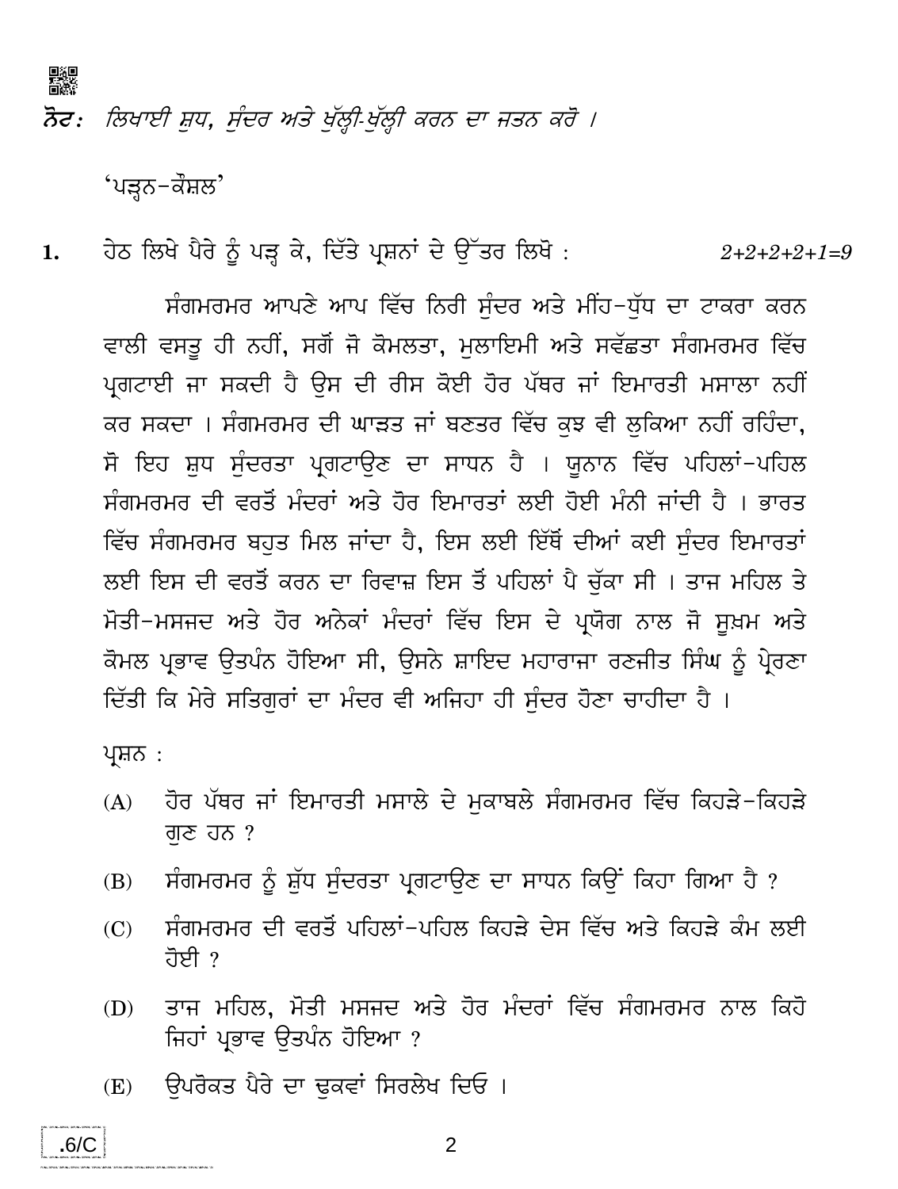**ਨੋਟ:** *ਲਿਖਾਈ ਸ਼ੁਧ, ਸੁੰਦਰ ਅਤੇ ਖੁੱਲ੍ਹੀ-ਖੁੱਲ੍ਹੀ ਕਰਨ ਦਾ ਜਤਨ ਕਰੋ ।*

'ਪੜ੍ਹਨ–ਕੌਸ਼ਲ'

**1.** ਹੇਠ ਲਿਖੇ ਪੈਰੇ ਨੂੰ ਪੜ੍ਹ ਕੇ, ਦਿੱਤੇ ਪ੍ਰਸ਼ਨਾਂ ਦੇ ਉੱਤਰ ਲਿਖੋ : *2+2+2+2+1=9*

ਸੰਗਮਰਮਰ ਆਪਣੇ ਆਪ ਵਿੱਚ ਨਿਰੀ ਸੁੰਦਰ ਅਤੇ ਮੀਂਹ–ਧੁੱਧ ਦਾ ਟਾਕਰਾ ਕਰਨ ਵਾਲੀ ਵਸਤੂ ਹੀ ਨਹੀਂ, ਸਗੋਂ ਜੋ ਕੋਮਲਤਾ, ਮੁਲਾਇਮੀ ਅਤੇ ਸਵੱਛਤਾ ਸੰਗਮਰਮਰ ਵਿੱਚ ਪ੍ਰਗਟਾਈ ਜਾ ਸਕਦੀ ਹੈ ਉਸ ਦੀ ਰੀਸ ਕੋਈ ਹੋਰ ਪੱਥਰ ਜਾਂ ਇਮਾਰਤੀ ਮਸਾਲਾ ਨਹੀਂ ਕਰ ਸਕਦਾ । ਸੰਗਮਰਮਰ ਦੀ ਘਾੜਤ ਜਾਂ ਬਣਤਰ ਵਿੱਚ ਕੁਝ ਵੀ ਲੁਕਿਆ ਨਹੀਂ ਰਹਿੰਦਾ, ਸੋ ਇਹ ਸ਼ੁਧ ਸੁੰਦਰਤਾ ਪ੍ਰਗਟਾਉਣ ਦਾ ਸਾਧਨ ਹੈ । ਯੂਨਾਨ ਵਿੱਚ ਪਹਿਲਾਂ–ਪਹਿਲ ਸੰਗਮਰਮਰ ਦੀ ਵਰਤੋਂ ਮੰਦਰਾਂ ਅਤੇ ਹੋਰ ਇਮਾਰਤਾਂ ਲਈ ਹੋਈ ਮੰਨੀ ਜਾਂਦੀ ਹੈ । ਭਾਰਤ ਵਿੱਚ ਸੰਗਮਰਮਰ ਬਹੁਤ ਮਿਲ ਜਾਂਦਾ ਹੈ, ਇਸ ਲਈ ਇੱਥੋਂ ਦੀਆਂ ਕਈ ਸੁੰਦਰ ਇਮਾਰਤਾਂ ਲਈ ਇਸ ਦੀ ਵਰਤੋਂ ਕਰਨ ਦਾ ਰਿਵਾਜ਼ ਇਸ ਤੋਂ ਪਹਿਲਾਂ ਪੈ ਚੁੱਕਾ ਸੀ । ਤਾਜ ਮਹਿਲ ਤੇ ਮੋਤੀ–ਮਸਜਦ ਅਤੇ ਹੋਰ ਅਨੇਕਾਂ ਮੰਦਰਾਂ ਵਿੱਚ ਇਸ ਦੇ ਪ੍ਰਯੋਗ ਨਾਲ ਜੋ ਸੂਖ਼ਮ ਅਤੇ ਕੋਮਲ ਪ੍ਰਭਾਵ ਉਤਪੰਨ ਹੋਇਆ ਸੀ, ਉਸਨੇ ਸ਼ਾਇਦ ਮਹਾਰਾਜਾ ਰਣਜੀਤ ਸਿੰਘ ਨੂੰ ਪ੍ਰੇਰਣਾ ਦਿੱਤੀ ਕਿ ਮੇਰੇ ਸਤਿਗੁਰਾਂ ਦਾ ਮੰਦਰ ਵੀ ਅਜਿਹਾ ਹੀ ਸੁੰਦਰ ਹੋਣਾ ਚਾਹੀਦਾ ਹੈ ।

ਪ੍ਰਸ਼ਨ :

(A) ਹੋਰ ਪੱਥਰ ਜਾਂ ਇਮਾਰਤੀ ਮਸਾਲੇ ਦੇ ਮੁਕਾਬਲੇ ਸੰਗਮਰਮਰ ਵਿੱਚ ਕਿਹੜੇ–ਕਿਹੜੇ ਗੁਣ ਹਨ ?

(B) ਸੰਗਮਰਮਰ ਨੂੰ ਸ਼ੁੱਧ ਸੁੰਦਰਤਾ ਪ੍ਰਗਟਾਉਣ ਦਾ ਸਾਧਨ ਕਿਉਂ ਕਿਹਾ ਗਿਆ ਹੈ ?

(C) ਸੰਗਮਰਮਰ ਦੀ ਵਰਤੋਂ ਪਹਿਲਾਂ–ਪਹਿਲ ਕਿਹੜੇ ਦੇਸ ਵਿੱਚ ਅਤੇ ਕਿਹੜੇ ਕੰਮ ਲਈ ਹੋਈ ?

(D) ਤਾਜ ਮਹਿਲ, ਮੋਤੀ ਮਸਜਦ ਅਤੇ ਹੋਰ ਮੰਦਰਾਂ ਵਿੱਚ ਸੰਗਮਰਮਰ ਨਾਲ ਕਿਹੋ ਜਿਹਾਂ ਪ੍ਰਭਾਵ ਉਤਪੰਨ ਹੋਇਆ ?

(E) ਉਪਰੋਕਤ ਪੈਰੇ ਦਾ ਢੁਕਵਾਂ ਸਿਰਲੇਖ ਦਿਓ ।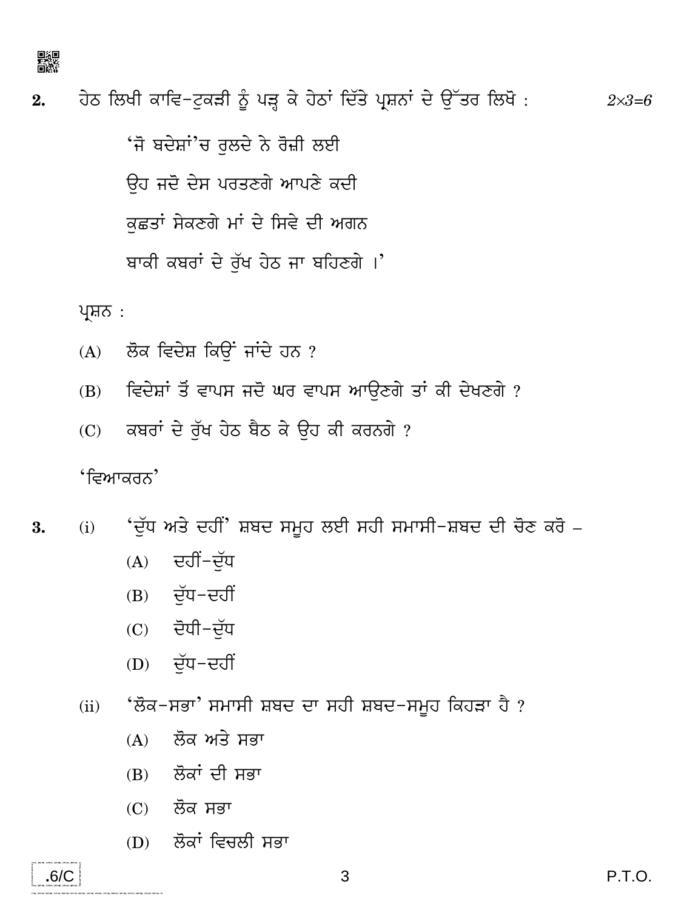**2.** ਹੇਠ ਲਿਖੀ ਕਾਵਿ-ਟੁਕੜੀ ਨੂੰ ਪੜ੍ਹ ਕੇ ਹੇਠਾਂ ਦਿੱਤੇ ਪ੍ਰਸ਼ਨਾਂ ਦੇ ਉੱਤਰ ਲਿਖੋ : *2×3=6*

> 'ਜੋ ਬਦੇਸ਼ਾਂ'ਚ ਰੁਲਦੇ ਨੇ ਰੋਜ਼ੀ ਲਈ
>
> ਉਹ ਜਦੋਂ ਦੇਸ ਪਰਤਣਗੇ ਆਪਣੇ ਕਦੀ
>
> ਕੁਛਤਾਂ ਸੇਕਣਗੇ ਮਾਂ ਦੇ ਸਿਵੇ ਦੀ ਅਗਨ
>
> ਬਾਕੀ ਕਬਰਾਂ ਦੇ ਰੁੱਖ ਹੇਠ ਜਾ ਬਹਿਣਗੇ ।'

ਪ੍ਰਸ਼ਨ :

(A) ਲੋਕ ਵਿਦੇਸ਼ ਕਿਉਂ ਜਾਂਦੇ ਹਨ ?

(B) ਵਿਦੇਸ਼ਾਂ ਤੋਂ ਵਾਪਸ ਜਦੋਂ ਘਰ ਵਾਪਸ ਆਉਣਗੇ ਤਾਂ ਕੀ ਦੇਖਣਗੇ ?

(C) ਕਬਰਾਂ ਦੇ ਰੁੱਖ ਹੇਠ ਬੈਠ ਕੇ ਉਹ ਕੀ ਕਰਨਗੇ ?

'ਵਿਆਕਰਨ'

**3.** (i) 'ਦੁੱਧ ਅਤੇ ਦਹੀਂ' ਸ਼ਬਦ ਸਮੂਹ ਲਈ ਸਹੀ ਸਮਾਸੀ-ਸ਼ਬਦ ਦੀ ਚੋਣ ਕਰੋ –

(A) ਦਹੀਂ-ਦੁੱਧ

(B) ਦੁੱਧ-ਦਹੀਂ

(C) ਦੋਧੀ-ਦੁੱਧ

(D) ਦੁੱਧ-ਦਹੀਂ

(ii) 'ਲੋਕ-ਸਭਾ' ਸਮਾਸੀ ਸ਼ਬਦ ਦਾ ਸਹੀ ਸ਼ਬਦ-ਸਮੂਹ ਕਿਹੜਾ ਹੈ ?

(A) ਲੋਕ ਅਤੇ ਸਭਾ

(B) ਲੋਕਾਂ ਦੀ ਸਭਾ

(C) ਲੋਕ ਸਭਾ

(D) ਲੋਕਾਂ ਵਿਚਲੀ ਸਭਾ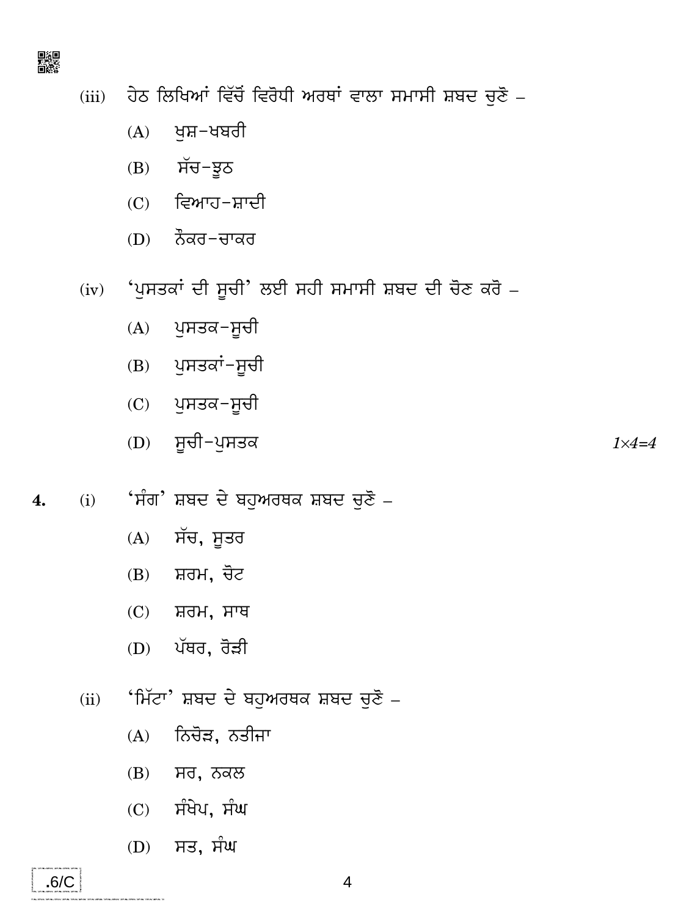(iii) ਹੇਠ ਲਿਖਿਆਂ ਵਿੱਚੋਂ ਵਿਰੋਧੀ ਅਰਥਾਂ ਵਾਲਾ ਸਮਾਸੀ ਸ਼ਬਦ ਚੁਣੋ –

(A) ਖੁਸ਼-ਖਬਰੀ

(B) ਸੱਚ-ਝੂਠ

(C) ਵਿਆਹ-ਸ਼ਾਦੀ

(D) ਨੌਕਰ-ਚਾਕਰ

(iv) 'ਪੁਸਤਕਾਂ ਦੀ ਸੂਚੀ' ਲਈ ਸਹੀ ਸਮਾਸੀ ਸ਼ਬਦ ਦੀ ਚੋਣ ਕਰੋ –

(A) ਪੁਸਤਕ-ਸੂਚੀ

(B) ਪੁਸਤਕਾਂ-ਸੂਚੀ

(C) ਪੁਸਤਕ-ਸੂਚੀ

(D) ਸੂਚੀ-ਪੁਸਤਕ

$1 \times 4 = 4$

**4.** (i) 'ਸੰਗ' ਸ਼ਬਦ ਦੇ ਬਹੁਅਰਥਕ ਸ਼ਬਦ ਚੁਣੋ –

(A) ਸੱਚ, ਸੂਤਰ

(B) ਸ਼ਰਮ, ਚੋਟ

(C) ਸ਼ਰਮ, ਸਾਥ

(D) ਪੱਥਰ, ਰੋੜੀ

(ii) 'ਸਿੱਟਾ' ਸ਼ਬਦ ਦੇ ਬਹੁਅਰਥਕ ਸ਼ਬਦ ਚੁਣੋ –

(A) ਨਿਚੋੜ, ਨਤੀਜਾ

(B) ਸਰ, ਨਕਲ

(C) ਸੰਖੇਪ, ਸੰਘ

(D) ਸਤ, ਸੰਘ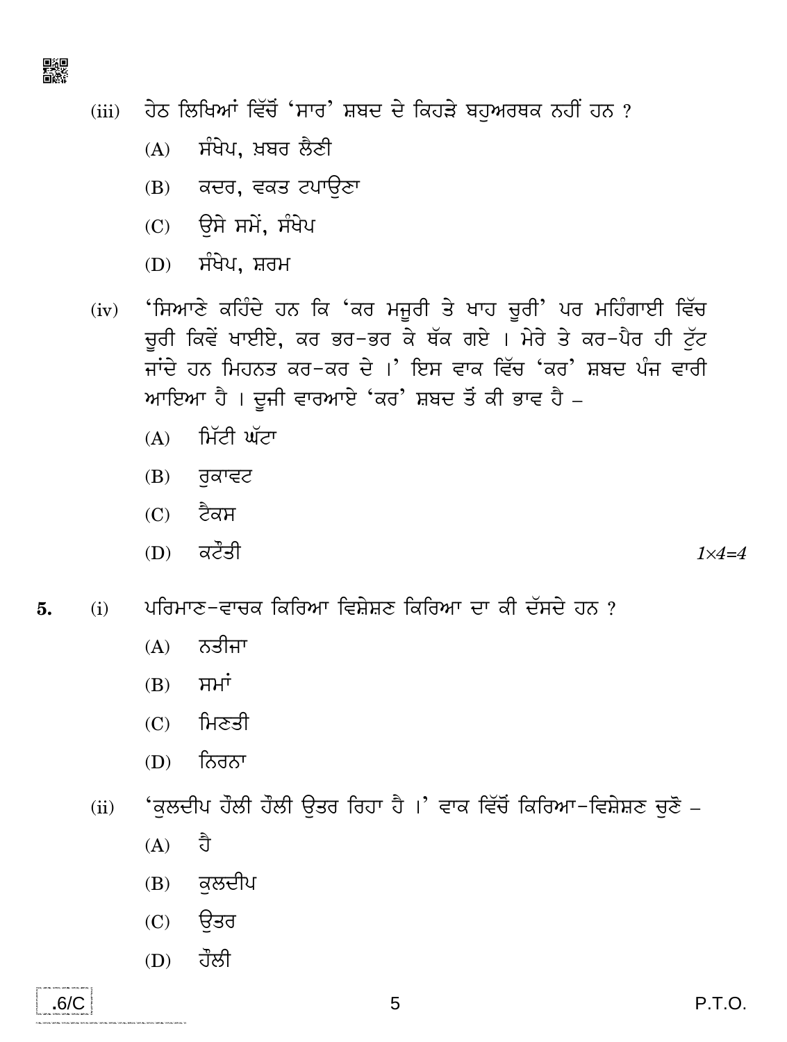(iii) ਹੇਠ ਲਿਖਿਆਂ ਵਿੱਚੋਂ 'ਸਾਰ' ਸ਼ਬਦ ਦੇ ਕਿਹੜੇ ਬਹੁਅਰਥਕ ਨਹੀਂ ਹਨ ?

(A) ਸੰਖੇਪ, ਖ਼ਬਰ ਲੈਣੀ

(B) ਕਦਰ, ਵਕਤ ਟਪਾਉਣਾ

(C) ਉਸੇ ਸਮੇਂ, ਸੰਖੇਪ

(D) ਸੰਖੇਪ, ਸ਼ਰਮ

(iv) 'ਸਿਆਣੇ ਕਹਿੰਦੇ ਹਨ ਕਿ 'ਕਰ ਮਜ਼ੂਰੀ ਤੇ ਖਾਹ ਚੂਰੀ' ਪਰ ਮਹਿੰਗਾਈ ਵਿੱਚ ਚੂਰੀ ਕਿਵੇਂ ਖਾਈਏ, ਕਰ ਭਰ-ਭਰ ਕੇ ਥੱਕ ਗਏ । ਮੇਰੇ ਤੇ ਕਰ-ਪੈਰ ਹੀ ਟੁੱਟ ਜਾਂਦੇ ਹਨ ਮਿਹਨਤ ਕਰ-ਕਰ ਦੇ ।' ਇਸ ਵਾਕ ਵਿੱਚ 'ਕਰ' ਸ਼ਬਦ ਪੰਜ ਵਾਰੀ ਆਇਆ ਹੈ । ਦੂਜੀ ਵਾਰਆਏ 'ਕਰ' ਸ਼ਬਦ ਤੋਂ ਕੀ ਭਾਵ ਹੈ –

(A) ਮਿੱਟੀ ਘੱਟਾ

(B) ਰੁਕਾਵਟ

(C) ਟੈਕਸ

(D) ਕਟੌਤੀ

*1×4=4*

**5.** (i) ਪਰਿਮਾਣ-ਵਾਚਕ ਕਿਰਿਆ ਵਿਸ਼ੇਸ਼ਣ ਕਿਰਿਆ ਦਾ ਕੀ ਦੱਸਦੇ ਹਨ ?

(A) ਨਤੀਜਾ

(B) ਸਮਾਂ

(C) ਮਿਣਤੀ

(D) ਨਿਰਨਾ

(ii) 'ਕੁਲਦੀਪ ਹੌਲੀ ਹੌਲੀ ਉਤਰ ਰਿਹਾ ਹੈ ।' ਵਾਕ ਵਿੱਚੋਂ ਕਿਰਿਆ-ਵਿਸ਼ੇਸ਼ਣ ਚੁਣੋ –

(A) ਹੈ

(B) ਕੁਲਦੀਪ

(C) ਉਤਰ

(D) ਹੌਲੀ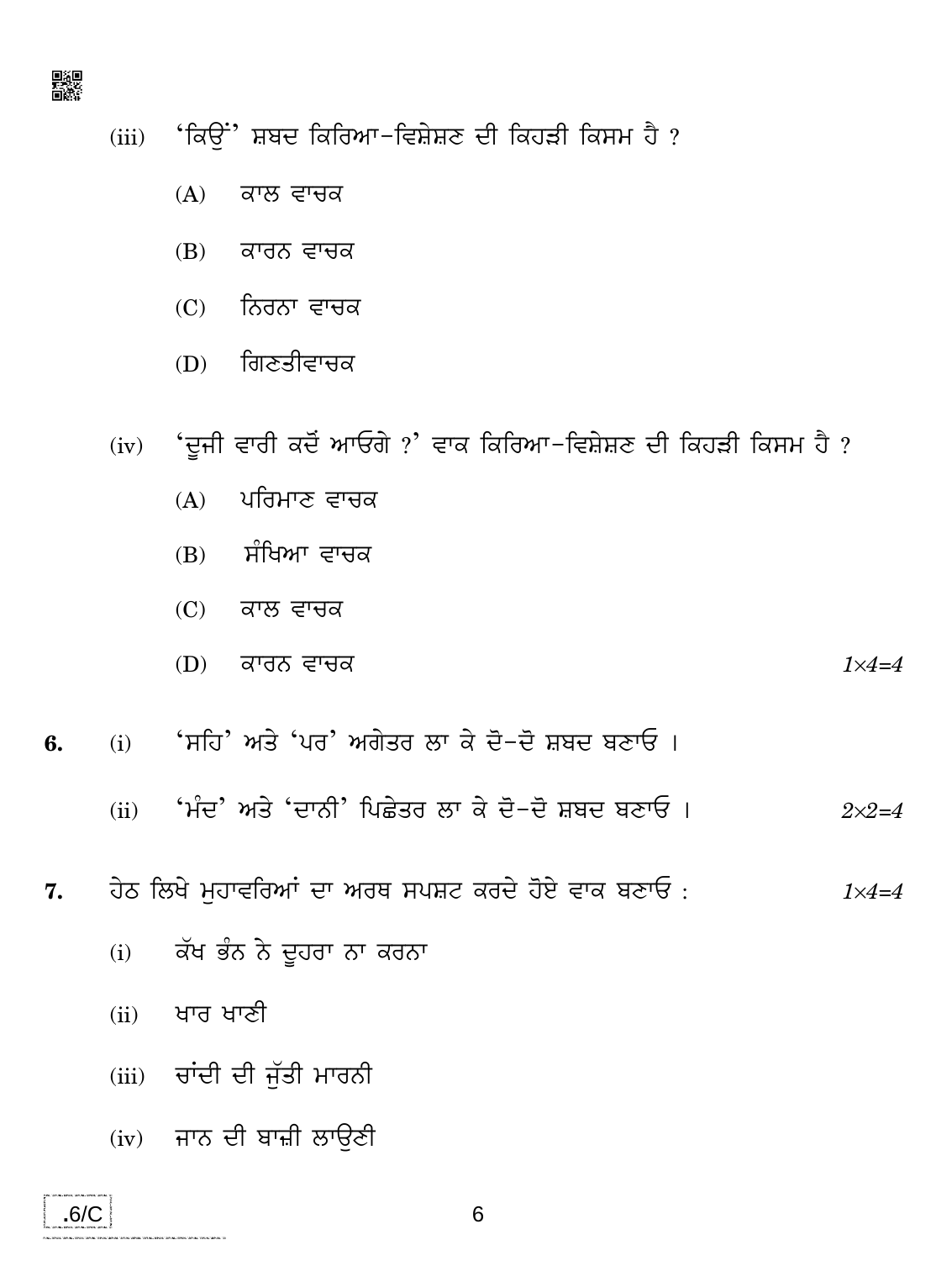(iii) 'ਕਿਉਂ' ਸ਼ਬਦ ਕਿਰਿਆ-ਵਿਸ਼ੇਸ਼ਣ ਦੀ ਕਿਹੜੀ ਕਿਸਮ ਹੈ ?

(A) ਕਾਲ ਵਾਚਕ

(B) ਕਾਰਨ ਵਾਚਕ

(C) ਨਿਰਨਾ ਵਾਚਕ

(D) ਗਿਣਤੀਵਾਚਕ

(iv) 'ਦੂਜੀ ਵਾਰੀ ਕਦੋਂ ਆਓਗੇ ?' ਵਾਕ ਕਿਰਿਆ-ਵਿਸ਼ੇਸ਼ਣ ਦੀ ਕਿਹੜੀ ਕਿਸਮ ਹੈ ?

(A) ਪਰਿਮਾਣ ਵਾਚਕ

(B) ਸੰਖਿਆ ਵਾਚਕ

(C) ਕਾਲ ਵਾਚਕ

(D) ਕਾਰਨ ਵਾਚਕ *1×4=4*

**6.** (i) 'ਸਹਿ' ਅਤੇ 'ਪਰ' ਅਗੇਤਰ ਲਾ ਕੇ ਦੋ-ਦੋ ਸ਼ਬਦ ਬਣਾਓ ।

(ii) 'ਮੰਦ' ਅਤੇ 'ਦਾਨੀ' ਪਿਛੇਤਰ ਲਾ ਕੇ ਦੋ-ਦੋ ਸ਼ਬਦ ਬਣਾਓ । *2×2=4*

**7.** ਹੇਠ ਲਿਖੇ ਮੁਹਾਵਰਿਆਂ ਦਾ ਅਰਥ ਸਪਸ਼ਟ ਕਰਦੇ ਹੋਏ ਵਾਕ ਬਣਾਓ : *1×4=4*

(i) ਕੱਖ ਭੰਨ ਨੇ ਦੂਹਰਾ ਨਾ ਕਰਨਾ

(ii) ਖਾਰ ਖਾਣੀ

(iii) ਚਾਂਦੀ ਦੀ ਜੁੱਤੀ ਮਾਰਨੀ

(iv) ਜਾਨ ਦੀ ਬਾਜ਼ੀ ਲਾਉਣੀ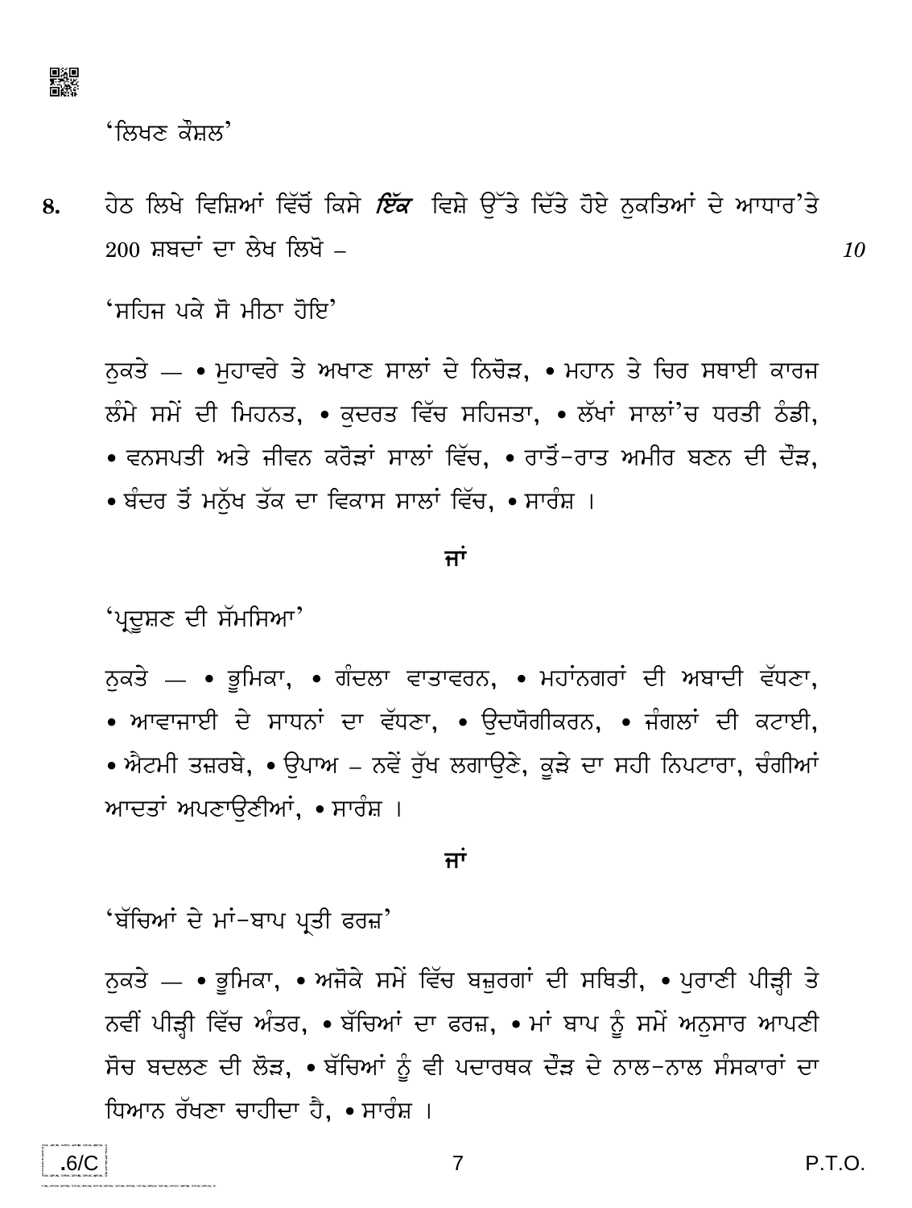'ਲਿਖਣ ਕੌਸ਼ਲ'

**8.** ਹੇਠ ਲਿਖੇ ਵਿਸ਼ਿਆਂ ਵਿੱਚੋਂ ਕਿਸੇ ***ਇੱਕ*** ਵਿਸ਼ੇ ਉੱਤੇ ਦਿੱਤੇ ਹੋਏ ਨੁਕਤਿਆਂ ਦੇ ਆਧਾਰ'ਤੇ 200 ਸ਼ਬਦਾਂ ਦਾ ਲੇਖ ਲਿਖੋ – *10*

'ਸਹਿਜ ਪਕੇ ਸੋ ਮੀਠਾ ਹੋਇ'

ਨੁਕਤੇ — • ਮੁਹਾਵਰੇ ਤੇ ਅਖਾਣ ਸਾਲਾਂ ਦੇ ਨਿਚੋੜ, • ਮਹਾਨ ਤੇ ਚਿਰ ਸਥਾਈ ਕਾਰਜ ਲੰਮੇ ਸਮੇਂ ਦੀ ਮਿਹਨਤ, • ਕੁਦਰਤ ਵਿੱਚ ਸਹਿਜਤਾ, • ਲੱਖਾਂ ਸਾਲਾਂ'ਚ ਧਰਤੀ ਠੰਡੀ, • ਵਨਸਪਤੀ ਅਤੇ ਜੀਵਨ ਕਰੋੜਾਂ ਸਾਲਾਂ ਵਿੱਚ, • ਰਾਤੋਂ-ਰਾਤ ਅਮੀਰ ਬਣਨ ਦੀ ਦੌੜ, • ਬੰਦਰ ਤੋਂ ਮਨੁੱਖ ਤੱਕ ਦਾ ਵਿਕਾਸ ਸਾਲਾਂ ਵਿੱਚ, • ਸਾਰੰਸ਼ ।

**ਜਾਂ**

'ਪ੍ਰਦੂਸ਼ਣ ਦੀ ਸੱਮਸਿਆ'

ਨੁਕਤੇ — • ਭੂਮਿਕਾ, • ਗੰਦਲਾ ਵਾਤਾਵਰਨ, • ਮਹਾਂਨਗਰਾਂ ਦੀ ਅਬਾਦੀ ਵੱਧਣਾ, • ਆਵਾਜਾਈ ਦੇ ਸਾਧਨਾਂ ਦਾ ਵੱਧਣਾ, • ਉਦਯੋਗੀਕਰਨ, • ਜੰਗਲਾਂ ਦੀ ਕਟਾਈ, • ਐਟਮੀ ਤਜ਼ਰਬੇ, • ਉਪਾਅ – ਨਵੇਂ ਰੁੱਖ ਲਗਾਉਣੇ, ਕੂੜੇ ਦਾ ਸਹੀ ਨਿਪਟਾਰਾ, ਚੰਗੀਆਂ ਆਦਤਾਂ ਅਪਣਾਉਣੀਆਂ, • ਸਾਰੰਸ਼ ।

**ਜਾਂ**

'ਬੱਚਿਆਂ ਦੇ ਮਾਂ-ਬਾਪ ਪ੍ਰਤੀ ਫਰਜ਼'

ਨੁਕਤੇ — • ਭੂਮਿਕਾ, • ਅਜੋਕੇ ਸਮੇਂ ਵਿੱਚ ਬਜ਼ੁਰਗਾਂ ਦੀ ਸਥਿਤੀ, • ਪੁਰਾਣੀ ਪੀੜ੍ਹੀ ਤੇ ਨਵੀਂ ਪੀੜ੍ਹੀ ਵਿੱਚ ਅੰਤਰ, • ਬੱਚਿਆਂ ਦਾ ਫਰਜ਼, • ਮਾਂ ਬਾਪ ਨੂੰ ਸਮੇਂ ਅਨੁਸਾਰ ਆਪਣੀ ਸੋਚ ਬਦਲਣ ਦੀ ਲੋੜ, • ਬੱਚਿਆਂ ਨੂੰ ਵੀ ਪਦਾਰਥਕ ਦੌੜ ਦੇ ਨਾਲ-ਨਾਲ ਸੰਸਕਾਰਾਂ ਦਾ ਧਿਆਨ ਰੱਖਣਾ ਚਾਹੀਦਾ ਹੈ, • ਸਾਰੰਸ਼ ।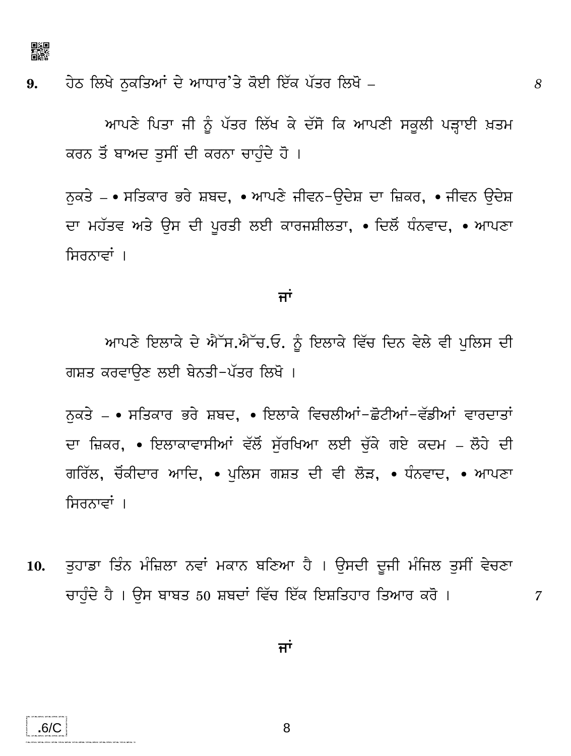**9.** ਹੇਠ ਲਿਖੇ ਨੁਕਤਿਆਂ ਦੇ ਆਧਾਰ'ਤੇ ਕੋਈ ਇੱਕ ਪੱਤਰ ਲਿਖੋ – *8*

ਆਪਣੇ ਪਿਤਾ ਜੀ ਨੂੰ ਪੱਤਰ ਲਿੱਖ ਕੇ ਦੱਸੋ ਕਿ ਆਪਣੀ ਸਕੂਲੀ ਪੜ੍ਹਾਈ ਖ਼ਤਮ ਕਰਨ ਤੋਂ ਬਾਅਦ ਤੁਸੀਂ ਦੀ ਕਰਨਾ ਚਾਹੁੰਦੇ ਹੋ ।

ਨੁਕਤੇ – • ਸਤਿਕਾਰ ਭਰੇ ਸ਼ਬਦ, • ਆਪਣੇ ਜੀਵਨ-ਉਦੇਸ਼ ਦਾ ਜ਼ਿਕਰ, • ਜੀਵਨ ਉਦੇਸ਼ ਦਾ ਮਹੱਤਵ ਅਤੇ ਉਸ ਦੀ ਪੂਰਤੀ ਲਈ ਕਾਰਜਸ਼ੀਲਤਾ, • ਦਿਲੋਂ ਧੰਨਵਾਦ, • ਆਪਣਾ ਸਿਰਨਾਵਾਂ ।

**ਜਾਂ**

ਆਪਣੇ ਇਲਾਕੇ ਦੇ ਐੱਸ.ਐੱਚ.ਓ. ਨੂੰ ਇਲਾਕੇ ਵਿੱਚ ਦਿਨ ਵੇਲੇ ਵੀ ਪੁਲਿਸ ਦੀ ਗਸ਼ਤ ਕਰਵਾਉਣ ਲਈ ਬੇਨਤੀ-ਪੱਤਰ ਲਿਖੋ ।

ਨੁਕਤੇ – • ਸਤਿਕਾਰ ਭਰੇ ਸ਼ਬਦ, • ਇਲਾਕੇ ਵਿਚਲੀਆਂ-ਛੋਟੀਆਂ-ਵੱਡੀਆਂ ਵਾਰਦਾਤਾਂ ਦਾ ਜ਼ਿਕਰ, • ਇਲਾਕਾਵਾਸੀਆਂ ਵੱਲੋਂ ਸੁੱਰਖਿਆ ਲਈ ਚੁੱਕੇ ਗਏ ਕਦਮ – ਲੋਹੇ ਦੀ ਗਰਿੱਲ, ਚੌਂਕੀਦਾਰ ਆਦਿ, • ਪੁਲਿਸ ਗਸ਼ਤ ਦੀ ਵੀ ਲੋੜ, • ਧੰਨਵਾਦ, • ਆਪਣਾ ਸਿਰਨਾਵਾਂ ।

**10.** ਤੁਹਾਡਾ ਤਿੰਨ ਮੰਜ਼ਿਲਾ ਨਵਾਂ ਮਕਾਨ ਬਣਿਆ ਹੈ । ਉਸਦੀ ਦੂਜੀ ਮੰਜਿਲ ਤੁਸੀਂ ਵੇਚਣਾ ਚਾਹੁੰਦੇ ਹੈ । ਉਸ ਬਾਬਤ 50 ਸ਼ਬਦਾਂ ਵਿੱਚ ਇੱਕ ਇਸ਼ਤਿਹਾਰ ਤਿਆਰ ਕਰੋ । *7*

**ਜਾਂ**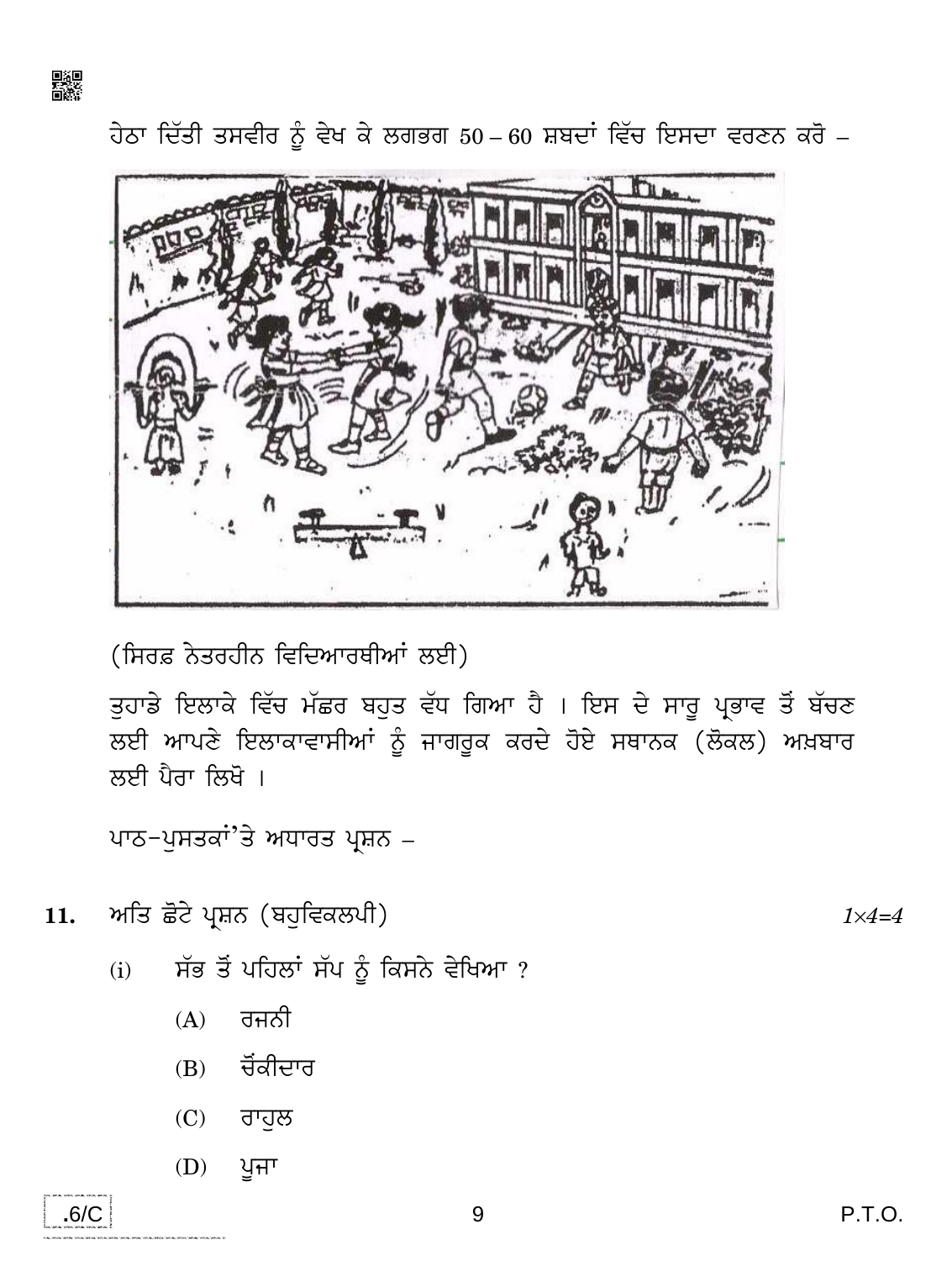ਹੇਠਾ ਦਿੱਤੀ ਤਸਵੀਰ ਨੂੰ ਵੇਖ ਕੇ ਲਗਭਗ 50 – 60 ਸ਼ਬਦਾਂ ਵਿੱਚ ਇਸਦਾ ਵਰਣਨ ਕਰੋ –

(ਸਿਰਫ਼ ਨੇਤਰਹੀਨ ਵਿਦਿਆਰਥੀਆਂ ਲਈ)

ਤੁਹਾਡੇ ਇਲਾਕੇ ਵਿੱਚ ਮੱਛਰ ਬਹੁਤ ਵੱਧ ਗਿਆ ਹੈ । ਇਸ ਦੇ ਸਾਰੂ ਪ੍ਰਭਾਵ ਤੋਂ ਬੱਚਣ ਲਈ ਆਪਣੇ ਇਲਾਕਾਵਾਸੀਆਂ ਨੂੰ ਜਾਗਰੂਕ ਕਰਦੇ ਹੋਏ ਸਥਾਨਕ (ਲੋਕਲ) ਅਖ਼ਬਾਰ ਲਈ ਪੈਰਾ ਲਿਖੋ ।

ਪਾਠ-ਪੁਸਤਕਾਂ'ਤੇ ਅਧਾਰਤ ਪ੍ਰਸ਼ਨ –

**11.** ਅਤਿ ਛੋਟੇ ਪ੍ਰਸ਼ਨ (ਬਹੁਵਿਕਲਪੀ) *1×4=4*

(i) ਸੱਭ ਤੋਂ ਪਹਿਲਾਂ ਸੱਪ ਨੂੰ ਕਿਸਨੇ ਵੇਖਿਆ ?

(A) ਰਜਨੀ

(B) ਚੌਂਕੀਦਾਰ

(C) ਰਾਹੁਲ

(D) ਪੂਜਾ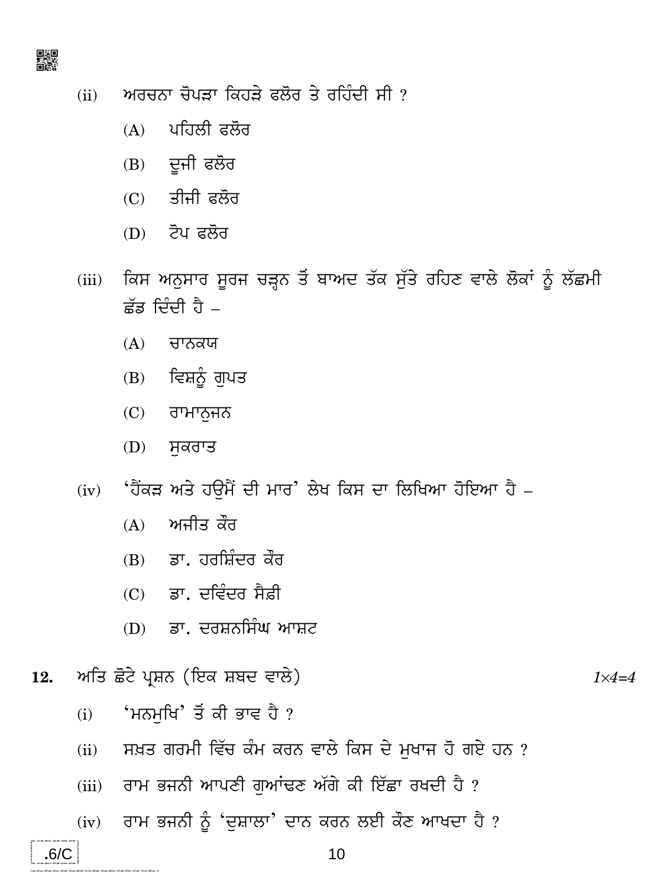(ii) ਅਰਚਨਾ ਚੋਪੜਾ ਕਿਹੜੇ ਫਲੋਰ ਤੇ ਰਹਿੰਦੀ ਸੀ ?

(A) ਪਹਿਲੀ ਫਲੋਰ

(B) ਦੂਜੀ ਫਲੋਰ

(C) ਤੀਜੀ ਫਲੋਰ

(D) ਟੋਪ ਫਲੋਰ

(iii) ਕਿਸ ਅਨੁਸਾਰ ਸੂਰਜ ਚੜ੍ਹਨ ਤੋਂ ਬਾਅਦ ਤੱਕ ਸੁੱਤੇ ਰਹਿਣ ਵਾਲੇ ਲੋਕਾਂ ਨੂੰ ਲੱਛਮੀ ਛੱਡ ਦਿੰਦੀ ਹੈ –

(A) ਚਾਨਕਯ

(B) ਵਿਸ਼ਨੂੰ ਗੁਪਤ

(C) ਰਾਮਾਨੁਜਨ

(D) ਸੁਕਰਾਤ

(iv) 'ਹੈਂਕੜ ਅਤੇ ਹਉਮੈਂ ਦੀ ਮਾਰ' ਲੇਖ ਕਿਸ ਦਾ ਲਿਖਿਆ ਹੋਇਆ ਹੈ –

(A) ਅਜੀਤ ਕੌਰ

(B) ਡਾ. ਹਰਸ਼ਿੰਦਰ ਕੌਰ

(C) ਡਾ. ਦਵਿੰਦਰ ਸੈਫ਼ੀ

(D) ਡਾ. ਦਰਸ਼ਨਸਿੰਘ ਆਸ਼ਟ

**12.** ਅਤਿ ਛੋਟੇ ਪ੍ਰਸ਼ਨ (ਇਕ ਸ਼ਬਦ ਵਾਲੇ) *1×4=4*

(i) 'ਮਨਮੁਖਿ' ਤੋਂ ਕੀ ਭਾਵ ਹੈ ?

(ii) ਸਖ਼ਤ ਗਰਮੀ ਵਿੱਚ ਕੰਮ ਕਰਨ ਵਾਲੇ ਕਿਸ ਦੇ ਮੁਖਾਜ ਹੋ ਗਏ ਹਨ ?

(iii) ਰਾਮ ਭਜਨੀ ਆਪਣੀ ਗੁਆਂਢਣ ਅੱਗੇ ਕੀ ਇੱਛਾ ਰਖਦੀ ਹੈ ?

(iv) ਰਾਮ ਭਜਨੀ ਨੂੰ 'ਦੁਸ਼ਾਲਾ' ਦਾਨ ਕਰਨ ਲਈ ਕੌਣ ਆਖਦਾ ਹੈ ?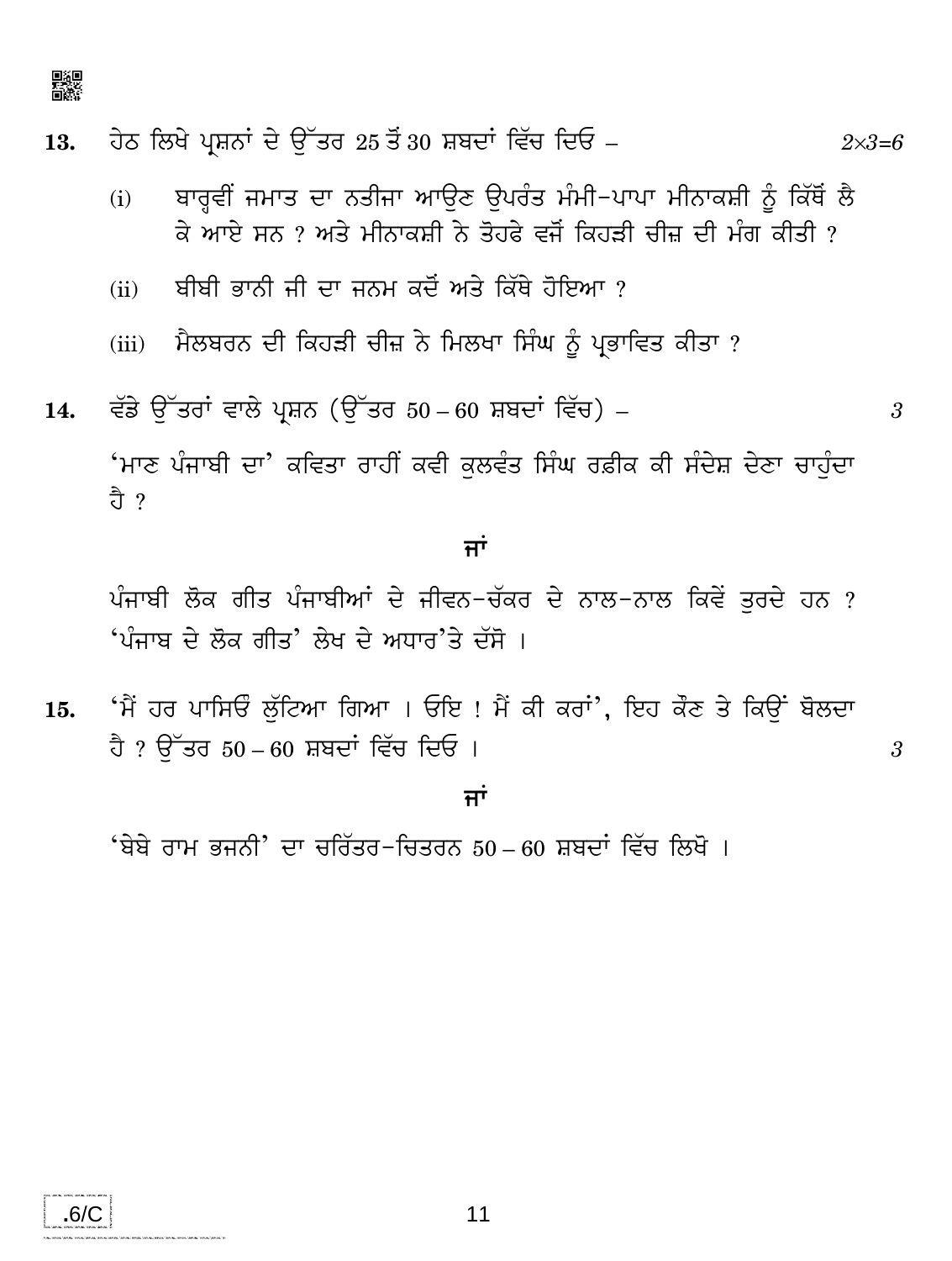**13.** ਹੇਠ ਲਿਖੇ ਪ੍ਰਸ਼ਨਾਂ ਦੇ ਉੱਤਰ 25 ਤੋਂ 30 ਸ਼ਬਦਾਂ ਵਿੱਚ ਦਿਓ – *2×3=6*

(i) ਬਾਰ੍ਹਵੀਂ ਜਮਾਤ ਦਾ ਨਤੀਜਾ ਆਉਣ ਉਪਰੰਤ ਮੰਮੀ-ਪਾਪਾ ਮੀਨਾਕਸ਼ੀ ਨੂੰ ਕਿੱਥੋਂ ਲੈ ਕੇ ਆਏ ਸਨ ? ਅਤੇ ਮੀਨਾਕਸ਼ੀ ਨੇ ਤੋਹਫੇ ਵਜੋਂ ਕਿਹੜੀ ਚੀਜ਼ ਦੀ ਮੰਗ ਕੀਤੀ ?

(ii) ਬੀਬੀ ਭਾਨੀ ਜੀ ਦਾ ਜਨਮ ਕਦੋਂ ਅਤੇ ਕਿੱਥੇ ਹੋਇਆ ?

(iii) ਮੈਲਬਰਨ ਦੀ ਕਿਹੜੀ ਚੀਜ਼ ਨੇ ਮਿਲਖਾ ਸਿੰਘ ਨੂੰ ਪ੍ਰਭਾਵਿਤ ਕੀਤਾ ?

**14.** ਵੱਡੇ ਉੱਤਰਾਂ ਵਾਲੇ ਪ੍ਰਸ਼ਨ (ਉੱਤਰ 50 – 60 ਸ਼ਬਦਾਂ ਵਿੱਚ) – *3*

'ਮਾਣ ਪੰਜਾਬੀ ਦਾ' ਕਵਿਤਾ ਰਾਹੀਂ ਕਵੀ ਕੁਲਵੰਤ ਸਿੰਘ ਰਫ਼ੀਕ ਕੀ ਸੰਦੇਸ਼ ਦੇਣਾ ਚਾਹੁੰਦਾ ਹੈ ?

**ਜਾਂ**

ਪੰਜਾਬੀ ਲੋਕ ਗੀਤ ਪੰਜਾਬੀਆਂ ਦੇ ਜੀਵਨ-ਚੱਕਰ ਦੇ ਨਾਲ-ਨਾਲ ਕਿਵੇਂ ਤੁਰਦੇ ਹਨ ? 'ਪੰਜਾਬ ਦੇ ਲੋਕ ਗੀਤ' ਲੇਖ ਦੇ ਅਧਾਰ'ਤੇ ਦੱਸੋ ।

**15.** 'ਮੈਂ ਹਰ ਪਾਸਿਓਂ ਲੁੱਟਿਆ ਗਿਆ । ਓਇ ! ਮੈਂ ਕੀ ਕਰਾਂ', ਇਹ ਕੌਣ ਤੇ ਕਿਉਂ ਬੋਲਦਾ ਹੈ ? ਉੱਤਰ 50 – 60 ਸ਼ਬਦਾਂ ਵਿੱਚ ਦਿਓ । *3*

**ਜਾਂ**

'ਬੇਬੇ ਰਾਮ ਭਜਨੀ' ਦਾ ਚਰਿੱਤਰ-ਚਿਤਰਨ 50 – 60 ਸ਼ਬਦਾਂ ਵਿੱਚ ਲਿਖੋ ।